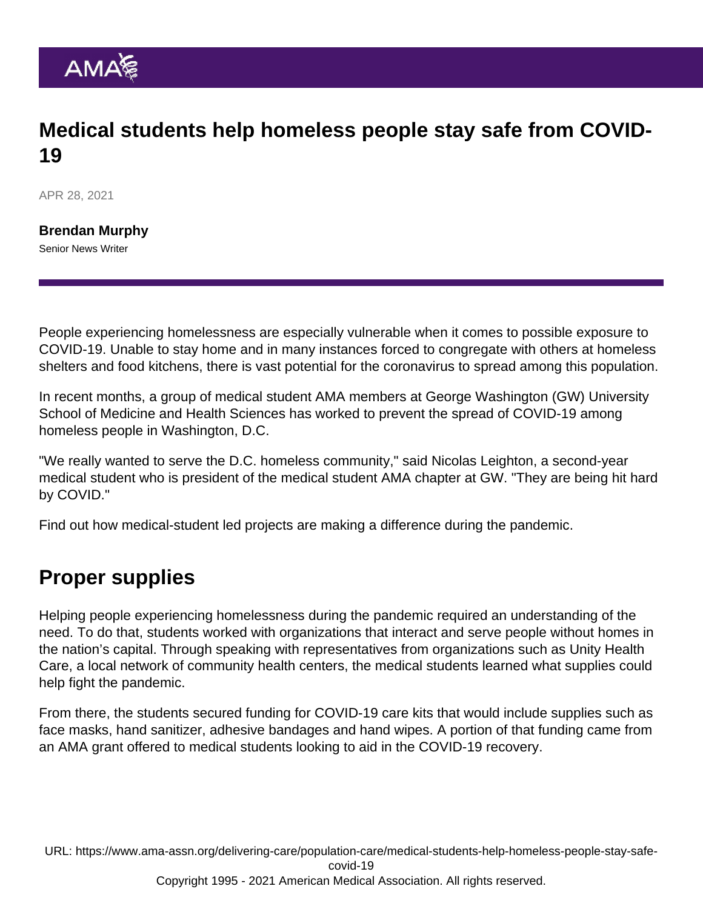# Medical students help homeless people stay safe from COVID-19

APR 28, 2021

**Brendan Murphy**
Senior News Writer

People experiencing homelessness are especially vulnerable when it comes to possible exposure to COVID-19. Unable to stay home and in many instances forced to congregate with others at homeless shelters and food kitchens, there is vast potential for the coronavirus to spread among this population.

In recent months, a group of medical student AMA members at George Washington (GW) University School of Medicine and Health Sciences has worked to prevent the spread of COVID-19 among homeless people in Washington, D.C.

"We really wanted to serve the D.C. homeless community," said Nicolas Leighton, a second-year medical student who is president of the medical student AMA chapter at GW. "They are being hit hard by COVID."

Find out how medical-student led projects are making a difference during the pandemic.

## Proper supplies

Helping people experiencing homelessness during the pandemic required an understanding of the need. To do that, students worked with organizations that interact and serve people without homes in the nation's capital. Through speaking with representatives from organizations such as Unity Health Care, a local network of community health centers, the medical students learned what supplies could help fight the pandemic.

From there, the students secured funding for COVID-19 care kits that would include supplies such as face masks, hand sanitizer, adhesive bandages and hand wipes. A portion of that funding came from an AMA grant offered to medical students looking to aid in the COVID-19 recovery.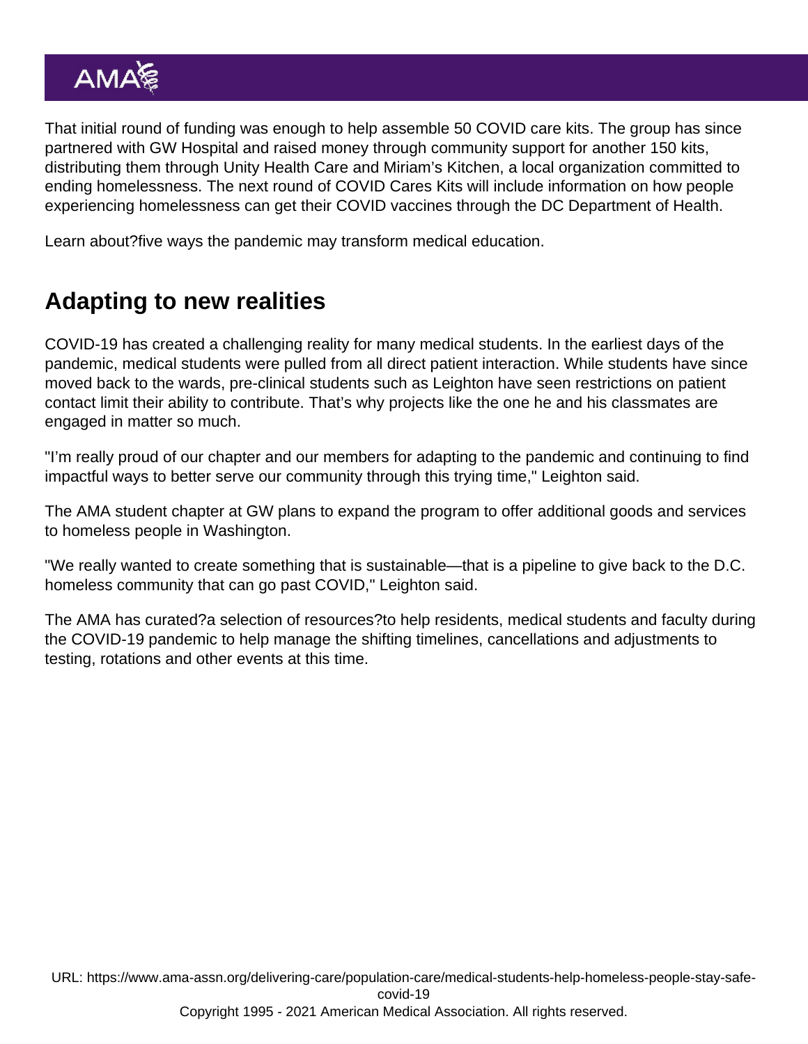That initial round of funding was enough to help assemble 50 COVID care kits. The group has since partnered with GW Hospital and raised money through community support for another 150 kits, distributing them through Unity Health Care and Miriam's Kitchen, a local organization committed to ending homelessness. The next round of COVID Cares Kits will include information on how people experiencing homelessness can get their COVID vaccines through the DC Department of Health.

Learn about?five ways the pandemic may transform medical education.

## Adapting to new realities

COVID-19 has created a challenging reality for many medical students. In the earliest days of the pandemic, medical students were pulled from all direct patient interaction. While students have since moved back to the wards, pre-clinical students such as Leighton have seen restrictions on patient contact limit their ability to contribute. That's why projects like the one he and his classmates are engaged in matter so much.

"I'm really proud of our chapter and our members for adapting to the pandemic and continuing to find impactful ways to better serve our community through this trying time," Leighton said.

The AMA student chapter at GW plans to expand the program to offer additional goods and services to homeless people in Washington.

"We really wanted to create something that is sustainable—that is a pipeline to give back to the D.C. homeless community that can go past COVID," Leighton said.

The AMA has curated?a selection of resources?to help residents, medical students and faculty during the COVID-19 pandemic to help manage the shifting timelines, cancellations and adjustments to testing, rotations and other events at this time.